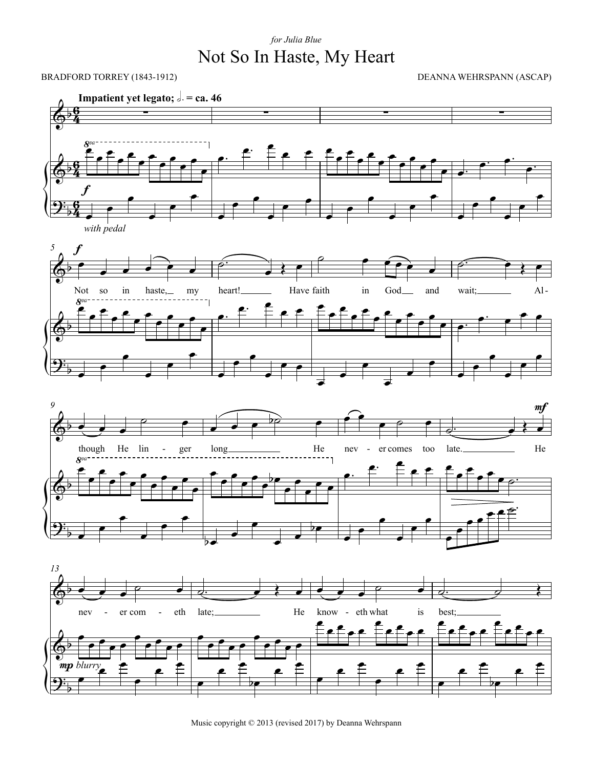*for Julia Blue*

# Not So In Haste, My Heart

BRADFORD TORREY (1843-1912)

DEANNA WEHRSPANN (ASCAP)

**Impatient yet legato;** ♩. = ca. 46

Music copyright © 2013 (revised 2017) by Deanna Wehrspann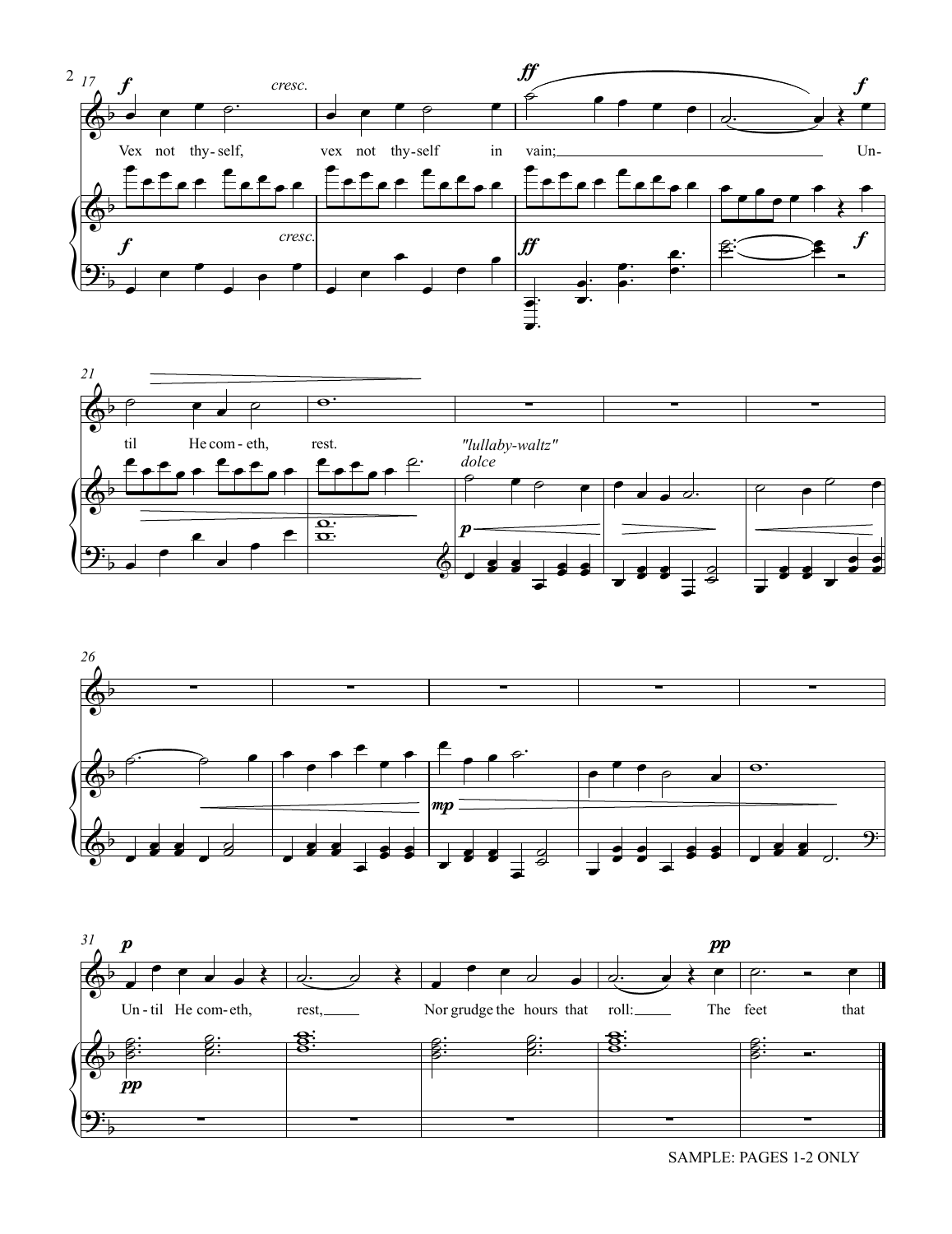Vex not thy-self, vex not thy-self in vain; Un-til He com-eth, rest.

"lullaby-waltz"
*dolce*

Un-til He com-eth, rest, Nor grudge the hours that roll: The feet that

SAMPLE: PAGES 1-2 ONLY